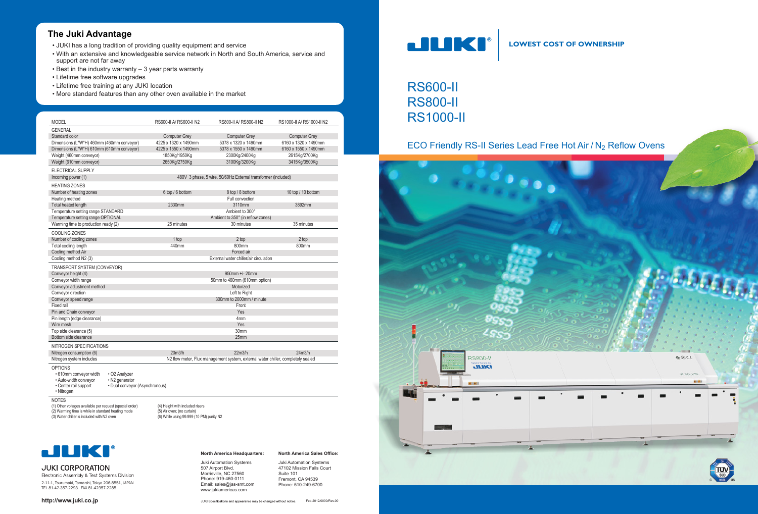# JUKI

**LOWEST COST OF OWNERSHIP**

# RS600-II
# RS800-II
# RS1000-II

## ECO Friendly RS-II Series Lead Free Hot Air / $N_2$ Reflow Ovens

## The Juki Advantage

- JUKI has a long tradition of providing quality equipment and service
- With an extensive and knowledgeable service network in North and South America, service and support are not far away
- Best in the industry warranty – 3 year parts warranty
- Lifetime free software upgrades
- Lifetime free training at any JUKI location
- More standard features than any other oven available in the market

| MODEL | RS600-II A/ RS600-II N2 | RS800-II A/ RS800-II N2 | RS1000-II A/ RS1000-II N2 |
|---|---|---|---|
| **GENERAL** | | | |
| Standard color | Computer Grey | Computer Grey | Computer Grey |
| Dimensions (L\*W\*H) 460mm (460mm conveyor) | 4225 x 1320 x 1490mm | 5378 x 1320 x 1490mm | 6160 x 1320 x 1490mm |
| Dimensions (L\*W\*H) 610mm (610mm conveyor) | 4225 x 1550 x 1490mm | 5378 x 1550 x 1490mm | 6160 x 1550 x 1490mm |
| Weight (460mm conveyor) | 1850Kg/1950Kg | 2300Kg/2400Kg | 2615Kg/2700Kg |
| Weight (610mm conveyor) | 2650Kg/2750Kg | 3100Kg/3200Kg | 3415Kg/3500Kg |
| **ELECTRICAL SUPPLY** | | | |
| Incoming power (1) | 480V 3 phase, 5 wire, 50/60Hz External transformer (included) | | |
| **HEATING ZONES** | | | |
| Number of heating zones | 6 top / 6 bottom | 8 top / 8 bottom | 10 top / 10 bottom |
| Heating method | Full convection | | |
| Total heated length | 2330mm | 3110mm | 3892mm |
| Temperature setting range STANDARD | Ambient to 300° | | |
| Temperature setting range OPTIONAL | Ambient to 350° (in reflow zones) | | |
| Warming time to production ready (2) | 25 minutes | 30 minutes | 35 minutes |
| **COOLING ZONES** | | | |
| Number of cooling zones | 1 top | 2 top | 2 top |
| Total cooling length | 440mm | 800mm | 800mm |
| Cooling method Air | Forced air | | |
| Cooling method N2 (3) | External water chiller/air circulation | | |
| **TRANSPORT SYSTEM (CONVEYOR)** | | | |
| Conveyor height (4) | 950mm +/- 20mm | | |
| Conveyor width range | 50mm to 460mm (610mm option) | | |
| Conveyor adjustment method | Motorized | | |
| Conveyor direction | Left to Right | | |
| Conveyor speed range | 300mm to 2000mm / minute | | |
| Fixed rail | Front | | |
| Pin and Chain conveyor | Yes | | |
| Pin length (edge clearance) | 4mm | | |
| Wire mesh | Yes | | |
| Top side clearance (5) | 30mm | | |
| Bottom side clearance | 25mm | | |
| **NITROGEN SPECIFICATIONS** | | | |
| Nitrogen consumption (6) | 20m3/h | 22m3/h | 24m3/h |
| Nitrogen system includes | N2 flow meter, Flux management system, external water chiller, completely sealed | | |

**OPTIONS**

- 610mm conveyor width
- Auto-width conveyor
- Center rail support
- Nitrogen
- O2 Analyzer
- N2 generator
- Dual conveyor (Asynchronous)

**NOTES**

(1) Other voltages available per request (special order)
(2) Warming time is while in standard heating mode
(3) Water chiller is included with N2 oven
(4) Height with included risers
(5) Air oven; (no curtain)
(6) While using 99.999 (10 PM) purity N2

**JUKI CORPORATION**
Electronic Assembly & Test Systems Division
2-11-1, Tsurumaki, Tama-shi, Tokyo 206-8551, JAPAN
TEL.81-42-357-2293 FAX.81-42357-2285

**http://www.juki.co.jp**

**North America Headquarters:**
Juki Automation Systems
507 Airport Blvd.
Morrisville, NC 27560
Phone: 919-460-0111
Email: sales@jas-smt.com
www.jukiamericas.com

**North America Sales Office:**
Juki Automation Systems
47102 Mission Falls Court
Suite 101
Fremont, CA 94539
Phone: 510-249-6700

JUKI Specifications and appearance may be changed without notice. Feb-2012/0000/Rev.00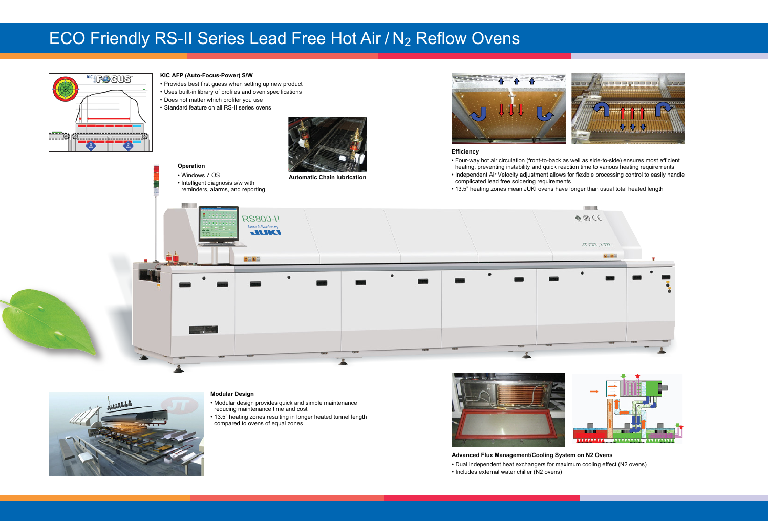# ECO Friendly RS-II Series Lead Free Hot Air / $N_2$ Reflow Ovens

**KIC AFP (Auto-Focus-Power) S/W**

- Provides best first guess when setting up new product
- Uses built-in library of profiles and oven specifications
- Does not matter which profiler you use
- Standard feature on all RS-II series ovens

**Operation**

- Windows 7 OS
- Intelligent diagnosis s/w with reminders, alarms, and reporting

**Automatic Chain lubrication**

**Efficiency**

- Four-way hot air circulation (front-to-back as well as side-to-side) ensures most efficient heating, preventing instability and quick reaction time to various heating requirements
- Independent Air Velocity adjustment allows for flexible processing control to easily handle complicated lead free soldering requirements
- 13.5" heating zones mean JUKI ovens have longer than usual total heated length

**Modular Design**

- Modular design provides quick and simple maintenance reducing maintenance time and cost
- 13.5" heating zones resulting in longer heated tunnel length compared to ovens of equal zones

**Advanced Flux Management/Cooling System on N2 Ovens**

- Dual independent heat exchangers for maximum cooling effect (N2 ovens)
- Includes external water chiller (N2 ovens)